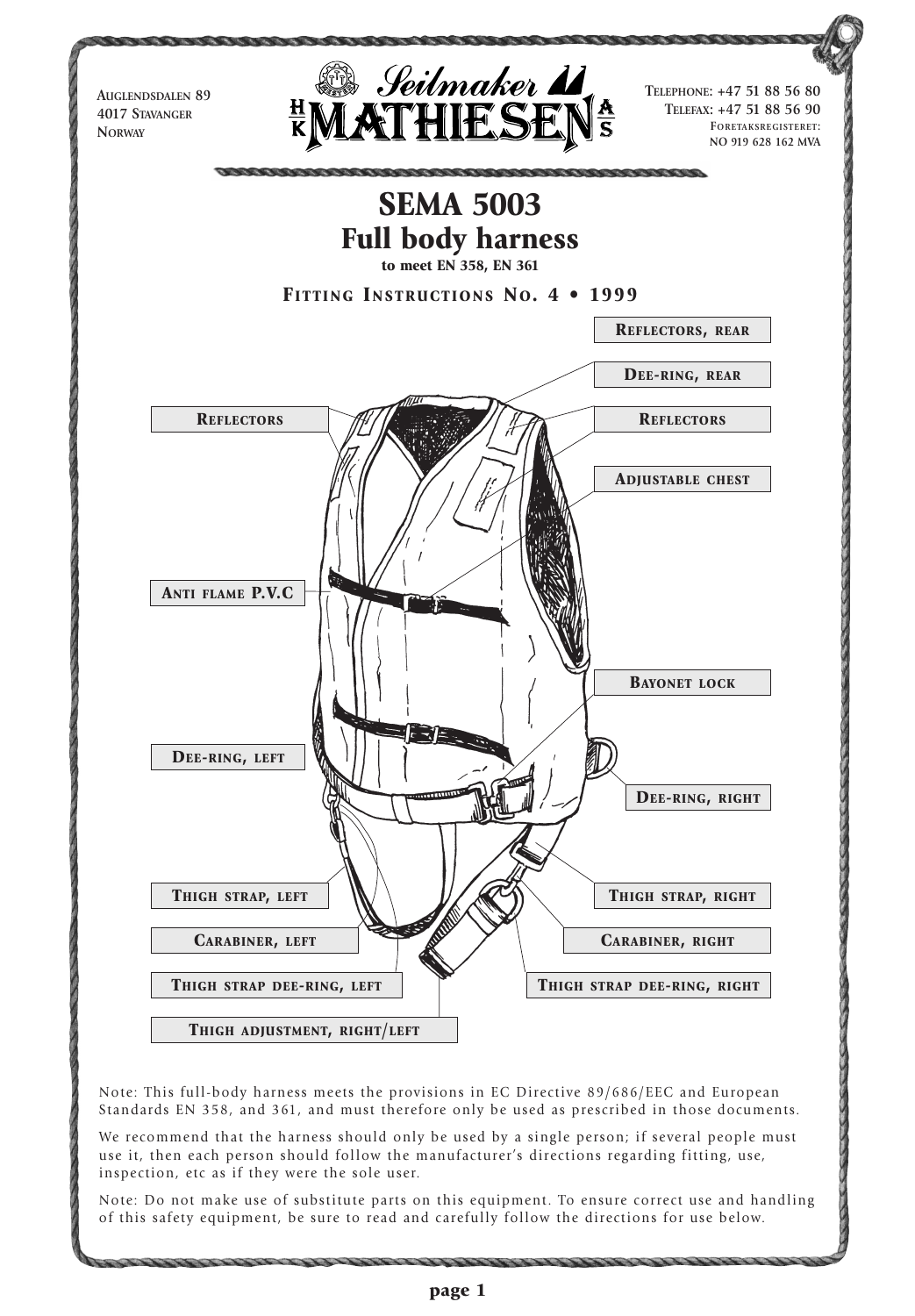Auglendsdalen 89
4017 Stavanger
Norway

Seilmaker HK Mathiesen AS

Telephone: +47 51 88 56 80
Telefax: +47 51 88 56 90
Foretaksregisteret:
NO 919 628 162 MVA

# SEMA 5003
## Full body harness

**to meet EN 358, EN 361**

**Fitting Instructions No. 4 • 1999**

Reflectors, rear

Dee-ring, rear

Reflectors

Reflectors

Adjustable chest

Anti flame P.V.C

Bayonet lock

Dee-ring, left

Dee-ring, right

Thigh strap, left

Thigh strap, right

Carabiner, left

Carabiner, right

Thigh strap dee-ring, left

Thigh strap dee-ring, right

Thigh adjustment, right/left

Note: This full-body harness meets the provisions in EC Directive 89/686/EEC and European Standards EN 358, and 361, and must therefore only be used as prescribed in those documents.

We recommend that the harness should only be used by a single person; if several people must use it, then each person should follow the manufacturer's directions regarding fitting, use, inspection, etc as if they were the sole user.

Note: Do not make use of substitute parts on this equipment. To ensure correct use and handling of this safety equipment, be sure to read and carefully follow the directions for use below.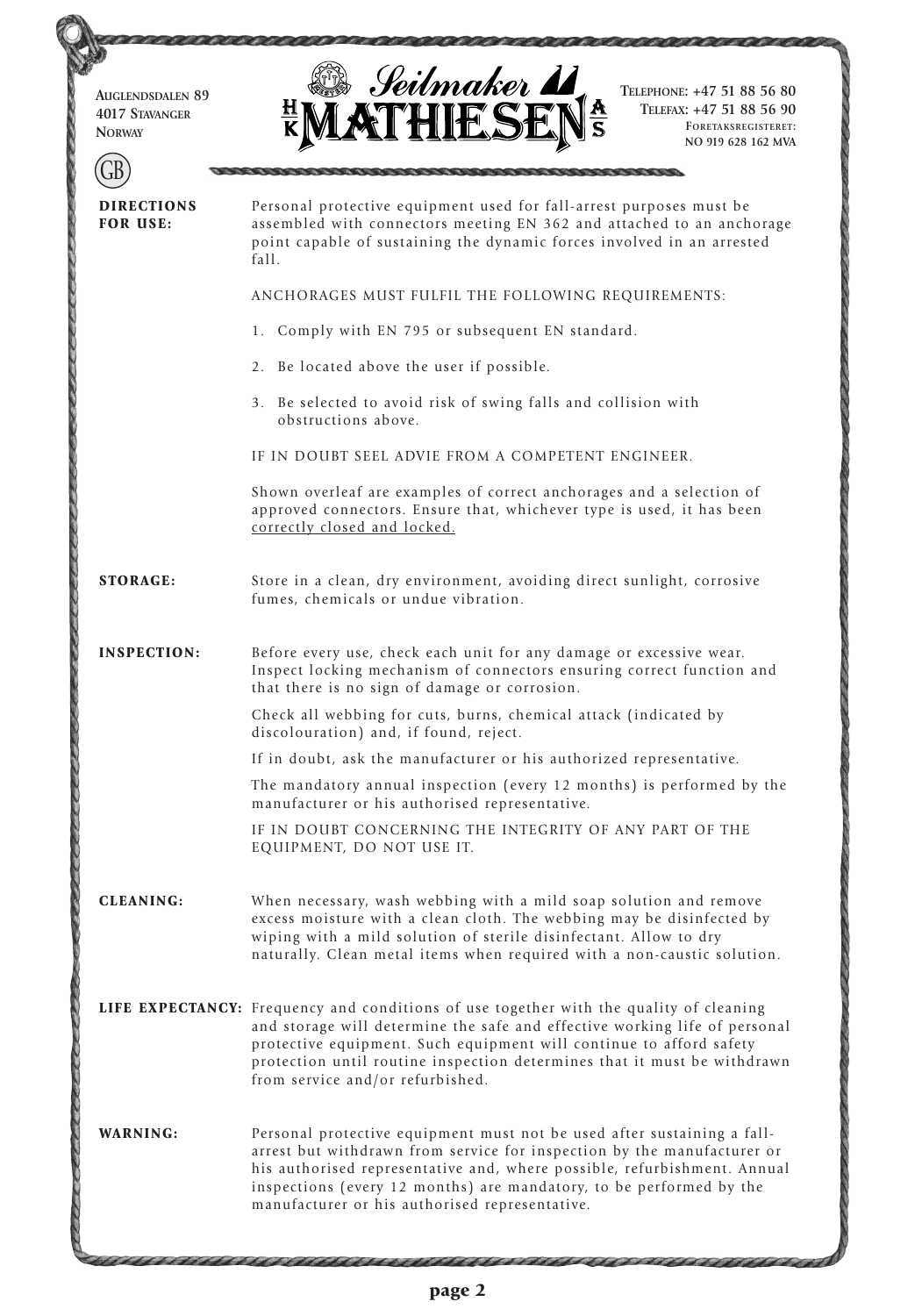Auglendsdalen 89
4017 Stavanger
Norway

**Seilmaker HK Mathiesen AS**

Telephone: +47 51 88 56 80
Telefax: +47 51 88 56 90
Foretaksregisteret:
NO 919 628 162 MVA

GB

**DIRECTIONS FOR USE:**

Personal protective equipment used for fall-arrest purposes must be assembled with connectors meeting EN 362 and attached to an anchorage point capable of sustaining the dynamic forces involved in an arrested fall.

ANCHORAGES MUST FULFIL THE FOLLOWING REQUIREMENTS:

1. Comply with EN 795 or subsequent EN standard.
2. Be located above the user if possible.
3. Be selected to avoid risk of swing falls and collision with obstructions above.

IF IN DOUBT SEEL ADVIE FROM A COMPETENT ENGINEER.

Shown overleaf are examples of correct anchorages and a selection of approved connectors. Ensure that, whichever type is used, it has been correctly closed and locked.

**STORAGE:**

Store in a clean, dry environment, avoiding direct sunlight, corrosive fumes, chemicals or undue vibration.

**INSPECTION:**

Before every use, check each unit for any damage or excessive wear. Inspect locking mechanism of connectors ensuring correct function and that there is no sign of damage or corrosion.

Check all webbing for cuts, burns, chemical attack (indicated by discolouration) and, if found, reject.

If in doubt, ask the manufacturer or his authorized representative.

The mandatory annual inspection (every 12 months) is performed by the manufacturer or his authorised representative.

IF IN DOUBT CONCERNING THE INTEGRITY OF ANY PART OF THE EQUIPMENT, DO NOT USE IT.

**CLEANING:**

When necessary, wash webbing with a mild soap solution and remove excess moisture with a clean cloth. The webbing may be disinfected by wiping with a mild solution of sterile disinfectant. Allow to dry naturally. Clean metal items when required with a non-caustic solution.

**LIFE EXPECTANCY:**

Frequency and conditions of use together with the quality of cleaning and storage will determine the safe and effective working life of personal protective equipment. Such equipment will continue to afford safety protection until routine inspection determines that it must be withdrawn from service and/or refurbished.

**WARNING:**

Personal protective equipment must not be used after sustaining a fall-arrest but withdrawn from service for inspection by the manufacturer or his authorised representative and, where possible, refurbishment. Annual inspections (every 12 months) are mandatory, to be performed by the manufacturer or his authorised representative.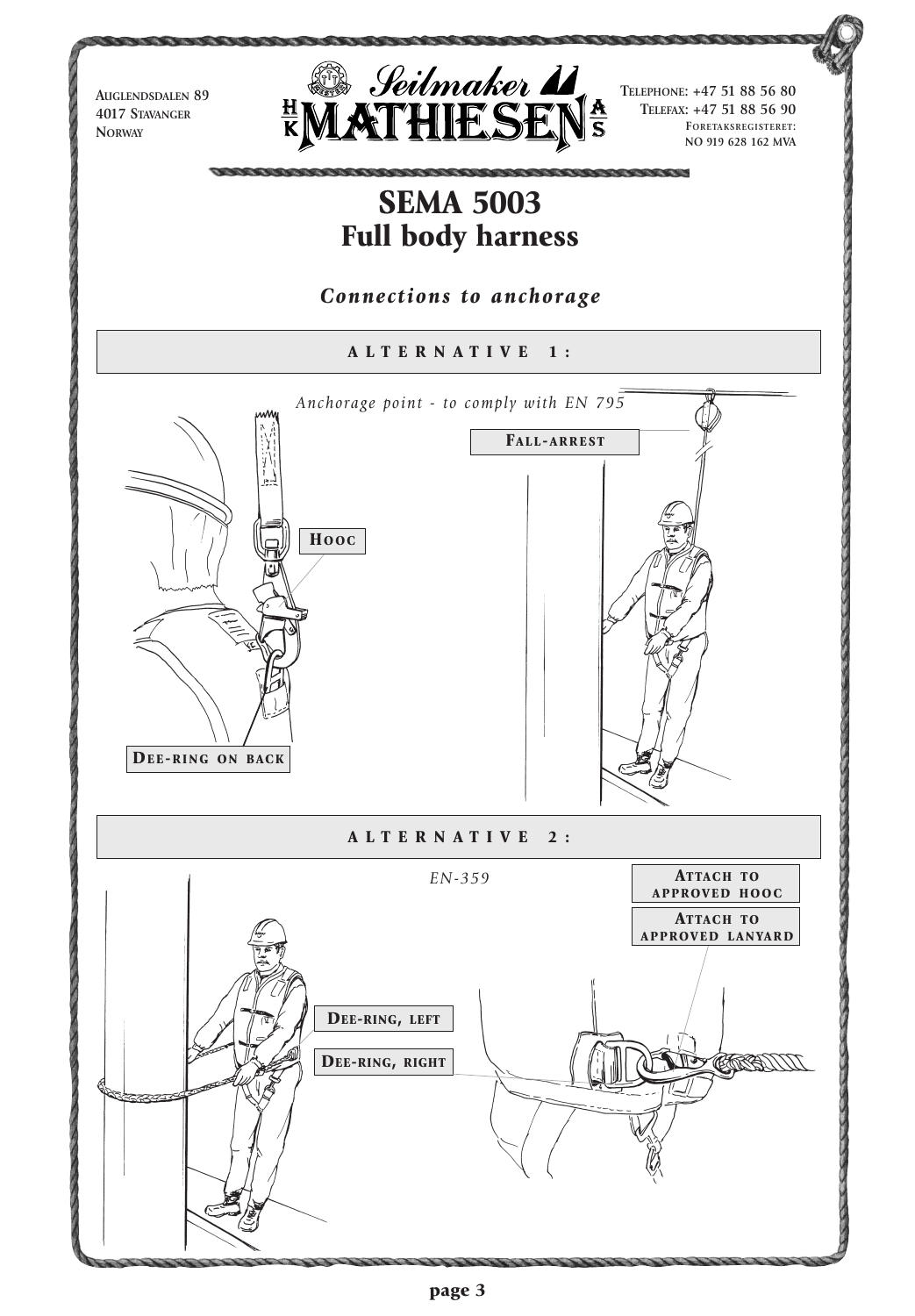Auglendsdalen 89
4017 Stavanger
Norway

Seilmaker HK MATHIESEN AS

Telephone: +47 51 88 56 80
Telefax: +47 51 88 56 90
Foretaksregisteret:
NO 919 628 162 MVA

# SEMA 5003
# Full body harness

### *Connections to anchorage*

## ALTERNATIVE 1:

*Anchorage point - to comply with EN 795*

Fall-arrest

Hooc

Dee-ring on back

## ALTERNATIVE 2:

*EN-359*

Attach to approved hooc

Attach to approved lanyard

Dee-ring, left

Dee-ring, right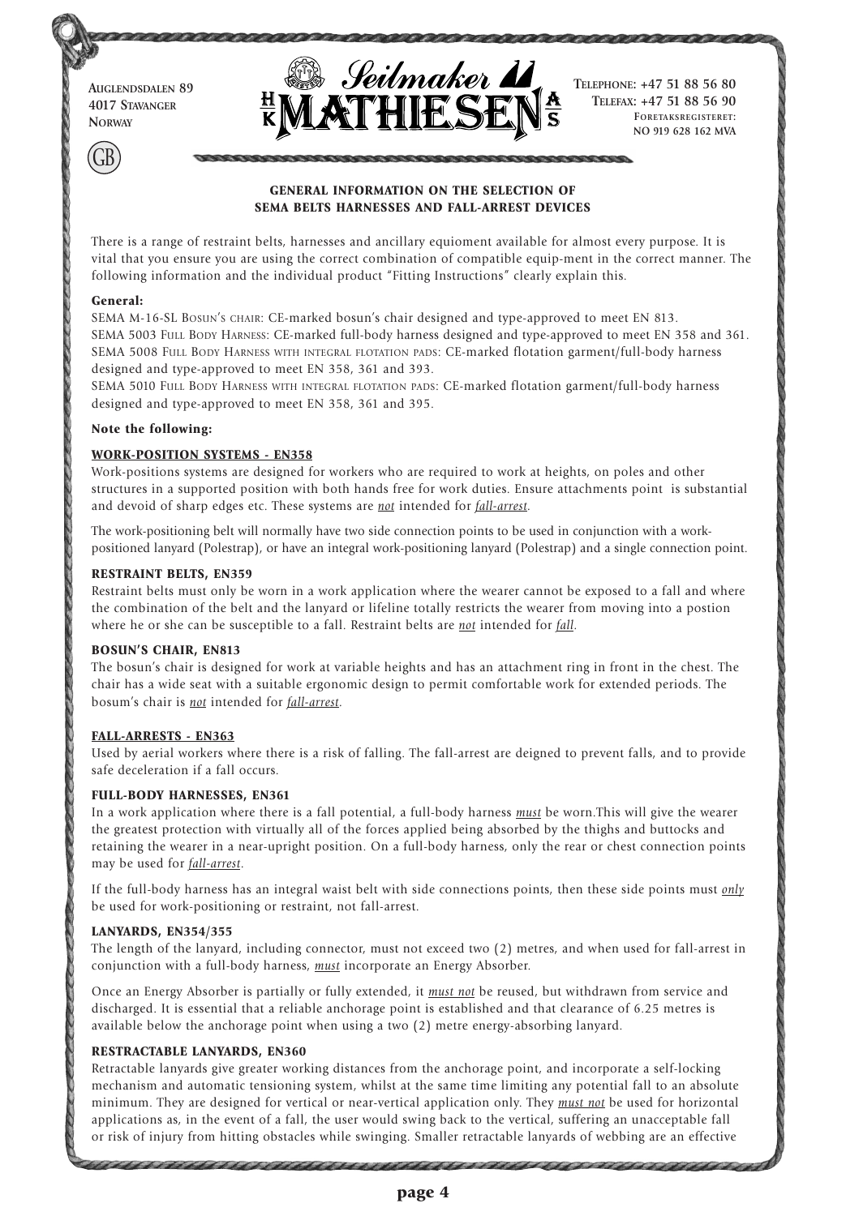Auglendsdalen 89
4017 Stavanger
Norway

GB

Seilmaker HK Mathiesen AS

Telephone: +47 51 88 56 80
Telefax: +47 51 88 56 90
Foretaksregisteret:
NO 919 628 162 MVA

## GENERAL INFORMATION ON THE SELECTION OF SEMA BELTS HARNESSES AND FALL-ARREST DEVICES

There is a range of restraint belts, harnesses and ancillary equioment available for almost every purpose. It is vital that you ensure you are using the correct combination of compatible equip-ment in the correct manner. The following information and the individual product "Fitting Instructions" clearly explain this.

**General:**

SEMA M-16-SL Bosun's chair: CE-marked bosun's chair designed and type-approved to meet EN 813.
SEMA 5003 Full Body Harness: CE-marked full-body harness designed and type-approved to meet EN 358 and 361.
SEMA 5008 Full Body Harness with integral flotation pads: CE-marked flotation garment/full-body harness designed and type-approved to meet EN 358, 361 and 393.
SEMA 5010 Full Body Harness with integral flotation pads: CE-marked flotation garment/full-body harness designed and type-approved to meet EN 358, 361 and 395.

**Note the following:**

### WORK-POSITION SYSTEMS - EN358

Work-positions systems are designed for workers who are required to work at heights, on poles and other structures in a supported position with both hands free for work duties. Ensure attachments point is substantial and devoid of sharp edges etc. These systems are *not* intended for *fall-arrest*.

The work-positioning belt will normally have two side connection points to be used in conjunction with a work-positioned lanyard (Polestrap), or have an integral work-positioning lanyard (Polestrap) and a single connection point.

### RESTRAINT BELTS, EN359

Restraint belts must only be worn in a work application where the wearer cannot be exposed to a fall and where the combination of the belt and the lanyard or lifeline totally restricts the wearer from moving into a postion where he or she can be susceptible to a fall. Restraint belts are *not* intended for *fall*.

### BOSUN'S CHAIR, EN813

The bosun's chair is designed for work at variable heights and has an attachment ring in front in the chest. The chair has a wide seat with a suitable ergonomic design to permit comfortable work for extended periods. The bosum's chair is *not* intended for *fall-arrest*.

### FALL-ARRESTS - EN363

Used by aerial workers where there is a risk of falling. The fall-arrest are deigned to prevent falls, and to provide safe deceleration if a fall occurs.

### FULL-BODY HARNESSES, EN361

In a work application where there is a fall potential, a full-body harness *must* be worn.This will give the wearer the greatest protection with virtually all of the forces applied being absorbed by the thighs and buttocks and retaining the wearer in a near-upright position. On a full-body harness, only the rear or chest connection points may be used for *fall-arrest*.

If the full-body harness has an integral waist belt with side connections points, then these side points must *only* be used for work-positioning or restraint, not fall-arrest.

### LANYARDS, EN354/355

The length of the lanyard, including connector, must not exceed two (2) metres, and when used for fall-arrest in conjunction with a full-body harness, *must* incorporate an Energy Absorber.

Once an Energy Absorber is partially or fully extended, it *must not* be reused, but withdrawn from service and discharged. It is essential that a reliable anchorage point is established and that clearance of 6.25 metres is available below the anchorage point when using a two (2) metre energy-absorbing lanyard.

### RESTRACTABLE LANYARDS, EN360

Retractable lanyards give greater working distances from the anchorage point, and incorporate a self-locking mechanism and automatic tensioning system, whilst at the same time limiting any potential fall to an absolute minimum. They are designed for vertical or near-vertical application only. They *must not* be used for horizontal applications as, in the event of a fall, the user would swing back to the vertical, suffering an unacceptable fall or risk of injury from hitting obstacles while swinging. Smaller retractable lanyards of webbing are an effective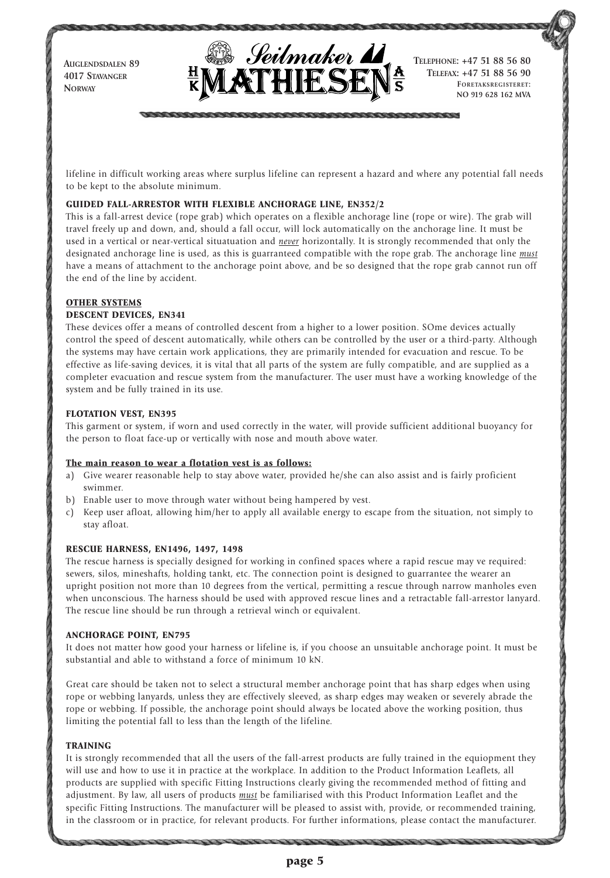lifeline in difficult working areas where surplus lifeline can represent a hazard and where any potential fall needs to be kept to the absolute minimum.

### GUIDED FALL-ARRESTOR WITH FLEXIBLE ANCHORAGE LINE, EN352/2

This is a fall-arrest device (rope grab) which operates on a flexible anchorage line (rope or wire). The grab will travel freely up and down, and, should a fall occur, will lock automatically on the anchorage line. It must be used in a vertical or near-vertical situatuation and ***never*** horizontally. It is strongly recommended that only the designated anchorage line is used, as this is guarranteed compatible with the rope grab. The anchorage line ***must*** have a means of attachment to the anchorage point above, and be so designed that the rope grab cannot run off the end of the line by accident.

## OTHER SYSTEMS

### DESCENT DEVICES, EN341

These devices offer a means of controlled descent from a higher to a lower position. SOme devices actually control the speed of descent automatically, while others can be controlled by the user or a third-party. Although the systems may have certain work applications, they are primarily intended for evacuation and rescue. To be effective as life-saving devices, it is vital that all parts of the system are fully compatible, and are supplied as a completer evacuation and rescue system from the manufacturer. The user must have a working knowledge of the system and be fully trained in its use.

### FLOTATION VEST, EN395

This garment or system, if worn and used correctly in the water, will provide sufficient additional buoyancy for the person to float face-up or vertically with nose and mouth above water.

**The main reason to wear a flotation vest is as follows:**

a) Give wearer reasonable help to stay above water, provided he/she can also assist and is fairly proficient swimmer.
b) Enable user to move through water without being hampered by vest.
c) Keep user afloat, allowing him/her to apply all available energy to escape from the situation, not simply to stay afloat.

### RESCUE HARNESS, EN1496, 1497, 1498

The rescue harness is specially designed for working in confined spaces where a rapid rescue may ve required: sewers, silos, mineshafts, holding tankt, etc. The connection point is designed to guarrantee the wearer an upright position not more than 10 degrees from the vertical, permitting a rescue through narrow manholes even when unconscious. The harness should be used with approved rescue lines and a retractable fall-arrestor lanyard. The rescue line should be run through a retrieval winch or equivalent.

### ANCHORAGE POINT, EN795

It does not matter how good your harness or lifeline is, if you choose an unsuitable anchorage point. It must be substantial and able to withstand a force of minimum 10 kN.

Great care should be taken not to select a structural member anchorage point that has sharp edges when using rope or webbing lanyards, unless they are effectively sleeved, as sharp edges may weaken or severely abrade the rope or webbing. If possible, the anchorage point should always be located above the working position, thus limiting the potential fall to less than the length of the lifeline.

### TRAINING

It is strongly recommended that all the users of the fall-arrest products are fully trained in the equiopment they will use and how to use it in practice at the workplace. In addition to the Product Information Leaflets, all products are supplied with specific Fitting Instructions clearly giving the recommended method of fitting and adjustment. By law, all users of products ***must*** be familiarised with this Product Information Leaflet and the specific Fitting Instructions. The manufacturer will be pleased to assist with, provide, or recommended training, in the classroom or in practice, for relevant products. For further informations, please contact the manufacturer.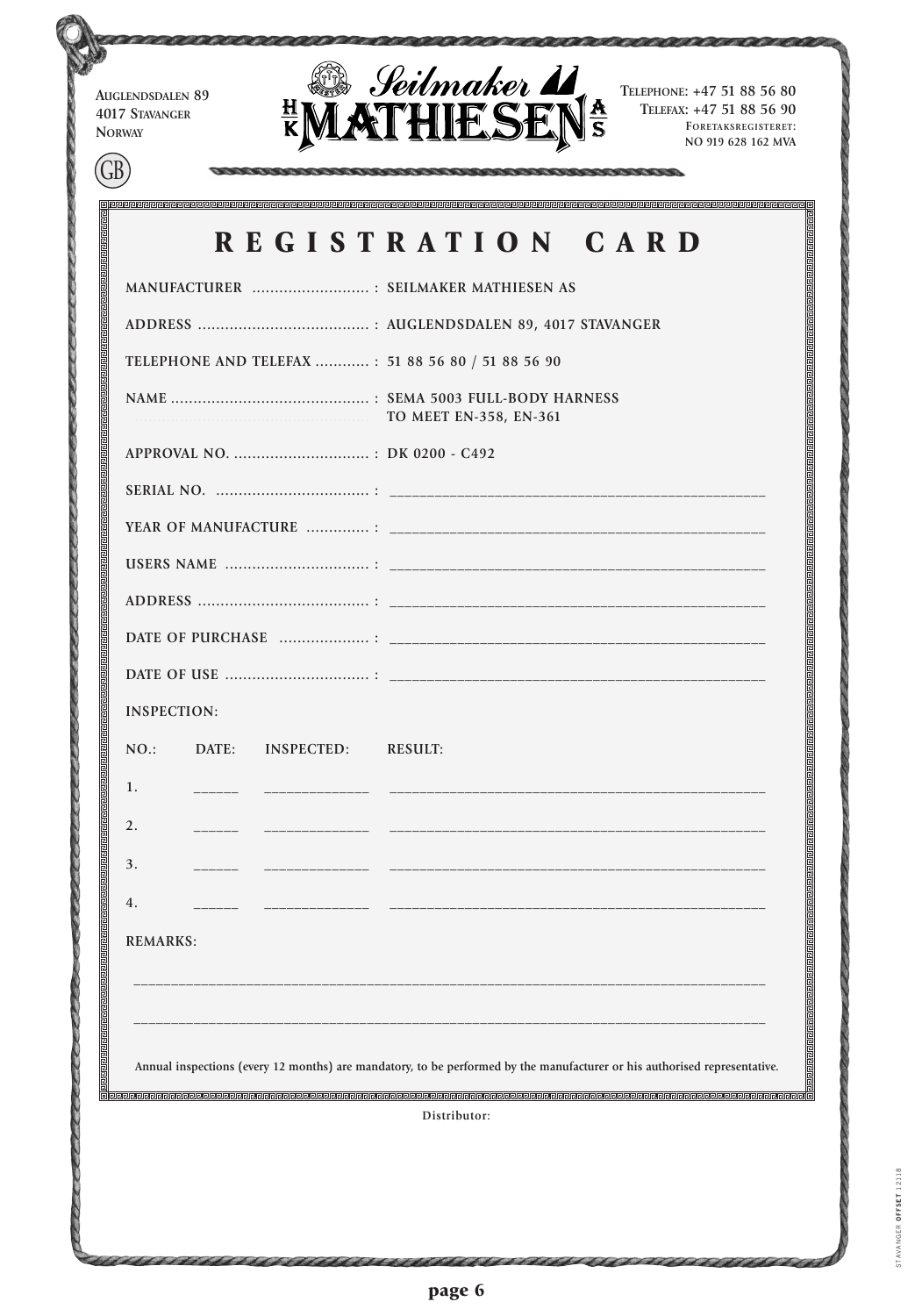AUGLENDSDALEN 89
4017 STAVANGER
NORWAY

GB

Seilmaker
H K MATHIESEN A S

TELEPHONE: +47 51 88 56 80
TELEFAX: +47 51 88 56 90
FORETAKSREGISTERET:
NO 919 628 162 MVA

# REGISTRATION CARD

MANUFACTURER .......................... : SEILMAKER MATHIESEN AS

ADDRESS ...................................... : AUGLENDSDALEN 89, 4017 STAVANGER

TELEPHONE AND TELEFAX ............ : 51 88 56 80 / 51 88 56 90

NAME ............................................ : SEMA 5003 FULL-BODY HARNESS
TO MEET EN-358, EN-361

APPROVAL NO. .............................. : DK 0200 - C492

SERIAL NO. .................................. : ______________________________

YEAR OF MANUFACTURE .............. : ______________________________

USERS NAME ................................ : ______________________________

ADDRESS ...................................... : ______________________________

DATE OF PURCHASE .................... : ______________________________

DATE OF USE ................................ : ______________________________

INSPECTION:

| NO.: | DATE: | INSPECTED: | RESULT: |
|---|---|---|---|
| 1. | ______ | ______________ | ______________________________ |
| 2. | ______ | ______________ | ______________________________ |
| 3. | ______ | ______________ | ______________________________ |
| 4. | ______ | ______________ | ______________________________ |

REMARKS:

______________________________________________________________

______________________________________________________________

Annual inspections (every 12 months) are mandatory, to be performed by the manufacturer or his authorised representative.

Distributor:

STAVANGER OFFSET 12118